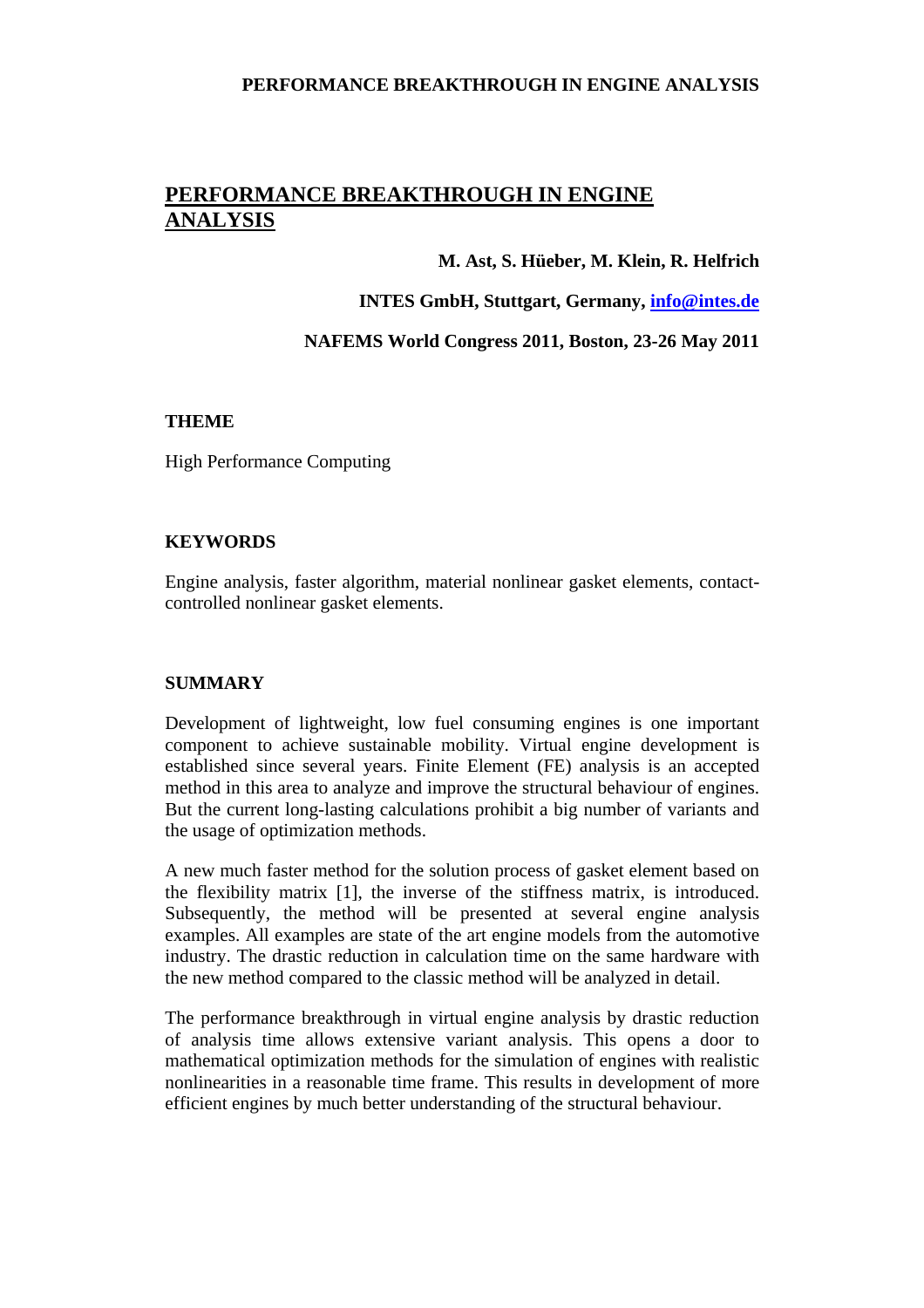# PERFORMANCE BREAKTHROUGH IN ENGINE ANALYSIS

**M. Ast, S. Hüeber, M. Klein, R. Helfrich**

**INTES GmbH, Stuttgart, Germany, info@intes.de**

**NAFEMS World Congress 2011, Boston, 23-26 May 2011**

## THEME

High Performance Computing

## KEYWORDS

Engine analysis, faster algorithm, material nonlinear gasket elements, contact-controlled nonlinear gasket elements.

## SUMMARY

Development of lightweight, low fuel consuming engines is one important component to achieve sustainable mobility. Virtual engine development is established since several years. Finite Element (FE) analysis is an accepted method in this area to analyze and improve the structural behaviour of engines. But the current long-lasting calculations prohibit a big number of variants and the usage of optimization methods.

A new much faster method for the solution process of gasket element based on the flexibility matrix [1], the inverse of the stiffness matrix, is introduced. Subsequently, the method will be presented at several engine analysis examples. All examples are state of the art engine models from the automotive industry. The drastic reduction in calculation time on the same hardware with the new method compared to the classic method will be analyzed in detail.

The performance breakthrough in virtual engine analysis by drastic reduction of analysis time allows extensive variant analysis. This opens a door to mathematical optimization methods for the simulation of engines with realistic nonlinearities in a reasonable time frame. This results in development of more efficient engines by much better understanding of the structural behaviour.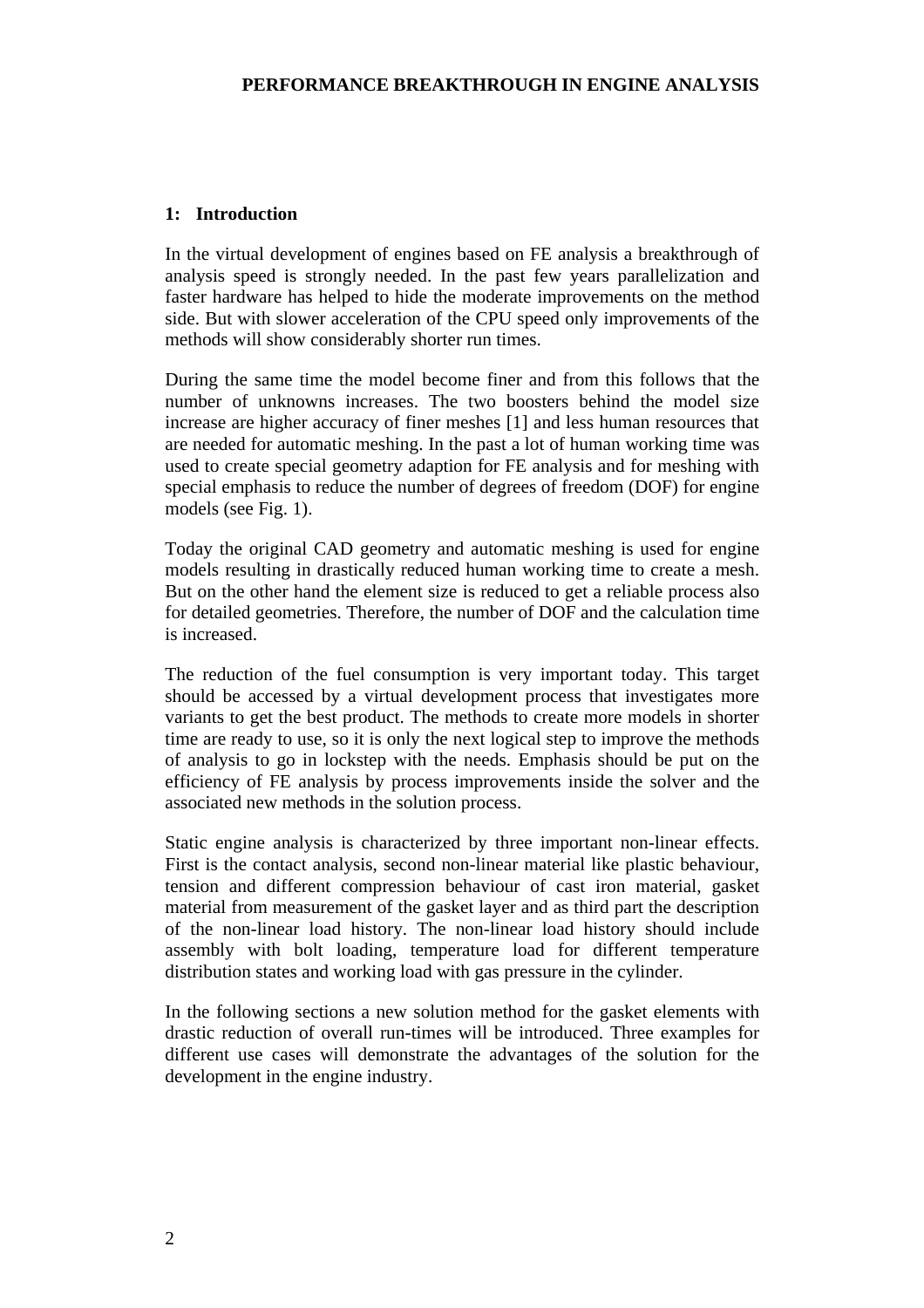## 1: Introduction

In the virtual development of engines based on FE analysis a breakthrough of analysis speed is strongly needed. In the past few years parallelization and faster hardware has helped to hide the moderate improvements on the method side. But with slower acceleration of the CPU speed only improvements of the methods will show considerably shorter run times.

During the same time the model become finer and from this follows that the number of unknowns increases. The two boosters behind the model size increase are higher accuracy of finer meshes [1] and less human resources that are needed for automatic meshing. In the past a lot of human working time was used to create special geometry adaption for FE analysis and for meshing with special emphasis to reduce the number of degrees of freedom (DOF) for engine models (see Fig. 1).

Today the original CAD geometry and automatic meshing is used for engine models resulting in drastically reduced human working time to create a mesh. But on the other hand the element size is reduced to get a reliable process also for detailed geometries. Therefore, the number of DOF and the calculation time is increased.

The reduction of the fuel consumption is very important today. This target should be accessed by a virtual development process that investigates more variants to get the best product. The methods to create more models in shorter time are ready to use, so it is only the next logical step to improve the methods of analysis to go in lockstep with the needs. Emphasis should be put on the efficiency of FE analysis by process improvements inside the solver and the associated new methods in the solution process.

Static engine analysis is characterized by three important non-linear effects. First is the contact analysis, second non-linear material like plastic behaviour, tension and different compression behaviour of cast iron material, gasket material from measurement of the gasket layer and as third part the description of the non-linear load history. The non-linear load history should include assembly with bolt loading, temperature load for different temperature distribution states and working load with gas pressure in the cylinder.

In the following sections a new solution method for the gasket elements with drastic reduction of overall run-times will be introduced. Three examples for different use cases will demonstrate the advantages of the solution for the development in the engine industry.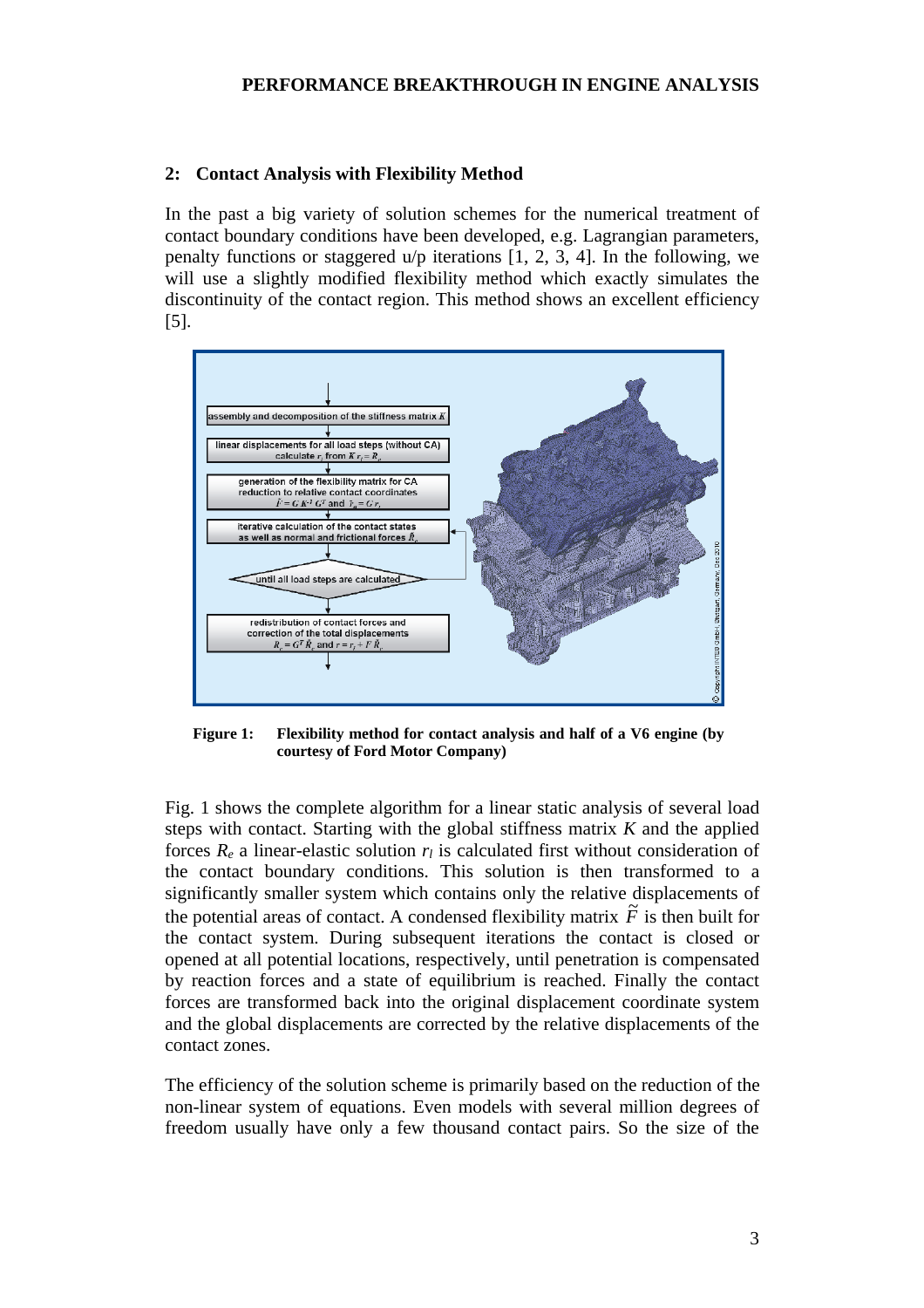## 2: Contact Analysis with Flexibility Method

In the past a big variety of solution schemes for the numerical treatment of contact boundary conditions have been developed, e.g. Lagrangian parameters, penalty functions or staggered u/p iterations [1, 2, 3, 4]. In the following, we will use a slightly modified flexibility method which exactly simulates the discontinuity of the contact region. This method shows an excellent efficiency [5].

assembly and decomposition of the stiffness matrix $K$

linear displacements for all load steps (without CA) calculate $r_l$ from $K\,r_l = R_e$

generation of the flexibility matrix for CA reduction to relative contact coordinates $\tilde{F} = G\,K^{-1}\,G^T$ and $\tilde{r}_N = G\,r_l$

iterative calculation of the contact states as well as normal and frictional forces $\tilde{R}_c$

until all load steps are calculated

redistribution of contact forces and correction of the total displacements $R_c = G^T\,\tilde{R}_c$ and $r = r_l + F\,\tilde{R}_c$

© Copyright INTES GmbH, Stuttgart, Germany, Dec 2010

**Figure 1: Flexibility method for contact analysis and half of a V6 engine (by courtesy of Ford Motor Company)**

Fig. 1 shows the complete algorithm for a linear static analysis of several load steps with contact. Starting with the global stiffness matrix $K$ and the applied forces $R_e$ a linear-elastic solution $r_l$ is calculated first without consideration of the contact boundary conditions. This solution is then transformed to a significantly smaller system which contains only the relative displacements of the potential areas of contact. A condensed flexibility matrix $\tilde{F}$ is then built for the contact system. During subsequent iterations the contact is closed or opened at all potential locations, respectively, until penetration is compensated by reaction forces and a state of equilibrium is reached. Finally the contact forces are transformed back into the original displacement coordinate system and the global displacements are corrected by the relative displacements of the contact zones.

The efficiency of the solution scheme is primarily based on the reduction of the non-linear system of equations. Even models with several million degrees of freedom usually have only a few thousand contact pairs. So the size of the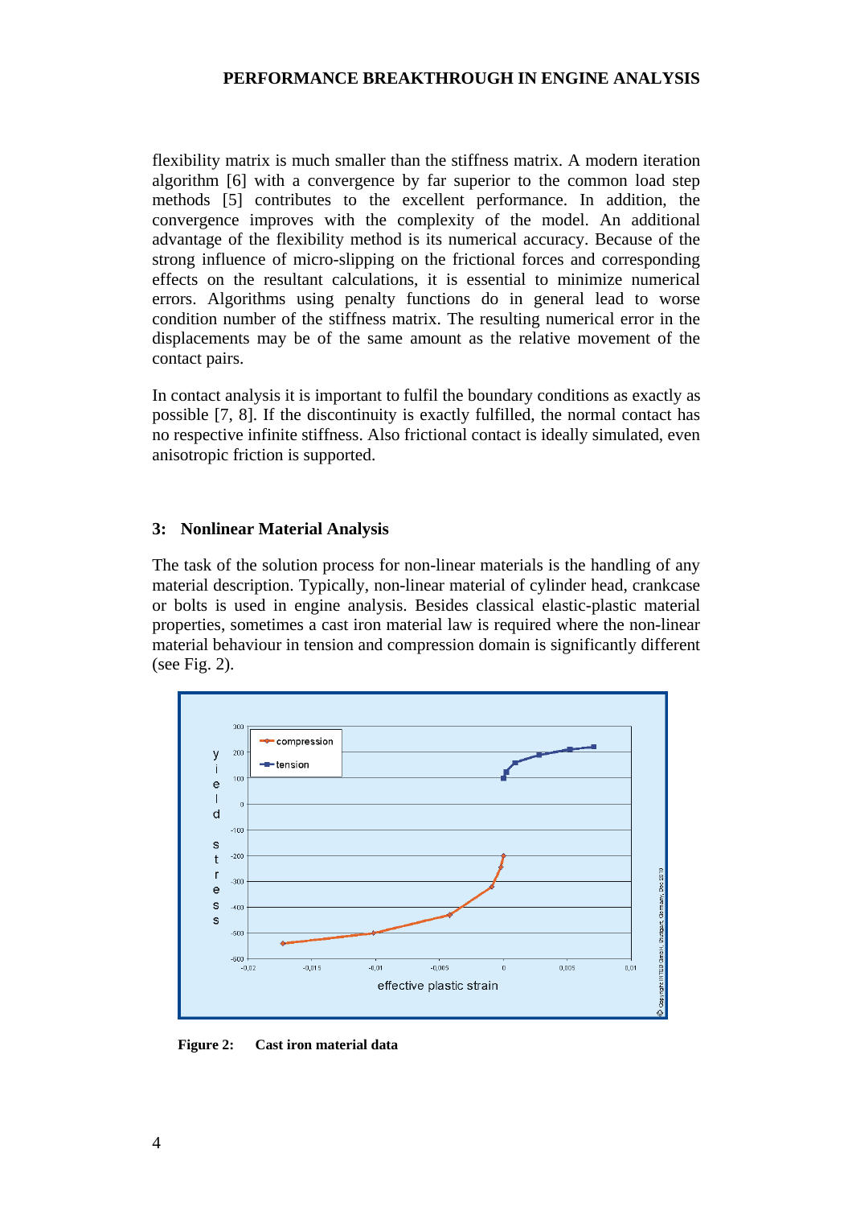flexibility matrix is much smaller than the stiffness matrix. A modern iteration algorithm [6] with a convergence by far superior to the common load step methods [5] contributes to the excellent performance. In addition, the convergence improves with the complexity of the model. An additional advantage of the flexibility method is its numerical accuracy. Because of the strong influence of micro-slipping on the frictional forces and corresponding effects on the resultant calculations, it is essential to minimize numerical errors. Algorithms using penalty functions do in general lead to worse condition number of the stiffness matrix. The resulting numerical error in the displacements may be of the same amount as the relative movement of the contact pairs.

In contact analysis it is important to fulfil the boundary conditions as exactly as possible [7, 8]. If the discontinuity is exactly fulfilled, the normal contact has no respective infinite stiffness. Also frictional contact is ideally simulated, even anisotropic friction is supported.

## 3: Nonlinear Material Analysis

The task of the solution process for non-linear materials is the handling of any material description. Typically, non-linear material of cylinder head, crankcase or bolts is used in engine analysis. Besides classical elastic-plastic material properties, sometimes a cast iron material law is required where the non-linear material behaviour in tension and compression domain is significantly different (see Fig. 2).

compression
tension
yield stress
300
200
100
0
-100
-200
-300
-400
-500
-600
-0,02
-0,015
-0,01
-0,005
0
0,005
0,01
effective plastic strain

**Figure 2:** **Cast iron material data**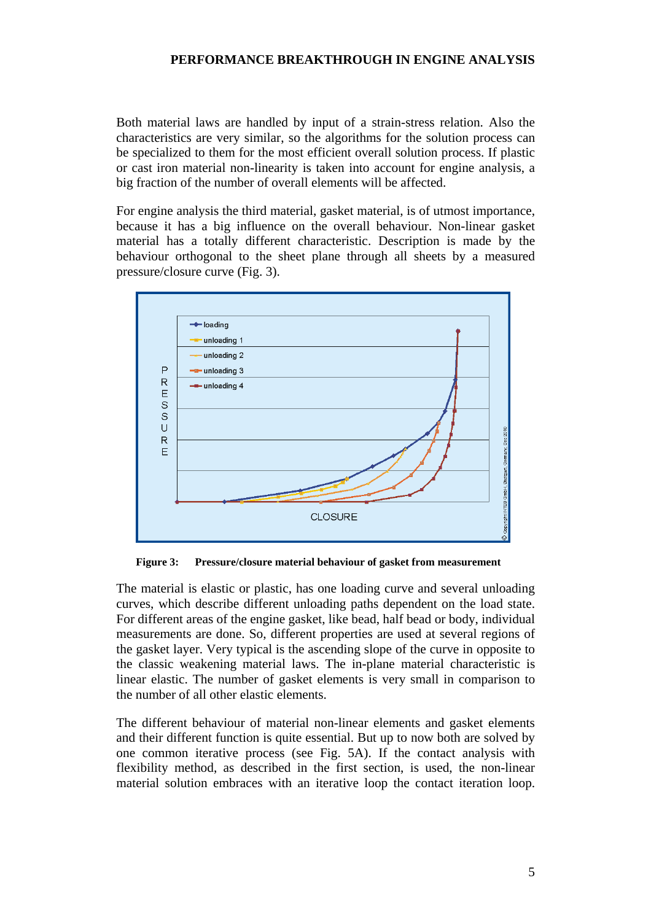Both material laws are handled by input of a strain-stress relation. Also the characteristics are very similar, so the algorithms for the solution process can be specialized to them for the most efficient overall solution process. If plastic or cast iron material non-linearity is taken into account for engine analysis, a big fraction of the number of overall elements will be affected.

For engine analysis the third material, gasket material, is of utmost importance, because it has a big influence on the overall behaviour. Non-linear gasket material has a totally different characteristic. Description is made by the behaviour orthogonal to the sheet plane through all sheets by a measured pressure/closure curve (Fig. 3).

**Figure 3:** **Pressure/closure material behaviour of gasket from measurement**

The material is elastic or plastic, has one loading curve and several unloading curves, which describe different unloading paths dependent on the load state. For different areas of the engine gasket, like bead, half bead or body, individual measurements are done. So, different properties are used at several regions of the gasket layer. Very typical is the ascending slope of the curve in opposite to the classic weakening material laws. The in-plane material characteristic is linear elastic. The number of gasket elements is very small in comparison to the number of all other elastic elements.

The different behaviour of material non-linear elements and gasket elements and their different function is quite essential. But up to now both are solved by one common iterative process (see Fig. 5A). If the contact analysis with flexibility method, as described in the first section, is used, the non-linear material solution embraces with an iterative loop the contact iteration loop.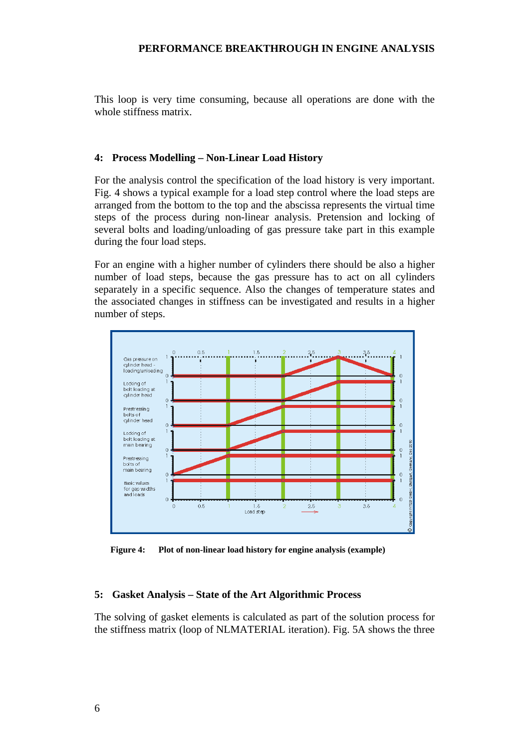This loop is very time consuming, because all operations are done with the whole stiffness matrix.

## 4: Process Modelling – Non-Linear Load History

For the analysis control the specification of the load history is very important. Fig. 4 shows a typical example for a load step control where the load steps are arranged from the bottom to the top and the abscissa represents the virtual time steps of the process during non-linear analysis. Pretension and locking of several bolts and loading/unloading of gas pressure take part in this example during the four load steps.

For an engine with a higher number of cylinders there should be also a higher number of load steps, because the gas pressure has to act on all cylinders separately in a specific sequence. Also the changes of temperature states and the associated changes in stiffness can be investigated and results in a higher number of steps.

Gas pressure on cylinder head - loading/unloading
Locking of bolt loading at cylinder head
Prestressing bolts of cylinder head
Locking of bolt loading at main bearing
Prestressing bolts of main bearing
Basic values for gap widths and loads
0 0.5 1 1.5 2 2.5 3 3.5 4
Load step
© Copyright INTES GmbH, Stuttgart, Germany, Dec 2010

**Figure 4: Plot of non-linear load history for engine analysis (example)**

## 5: Gasket Analysis – State of the Art Algorithmic Process

The solving of gasket elements is calculated as part of the solution process for the stiffness matrix (loop of NLMATERIAL iteration). Fig. 5A shows the three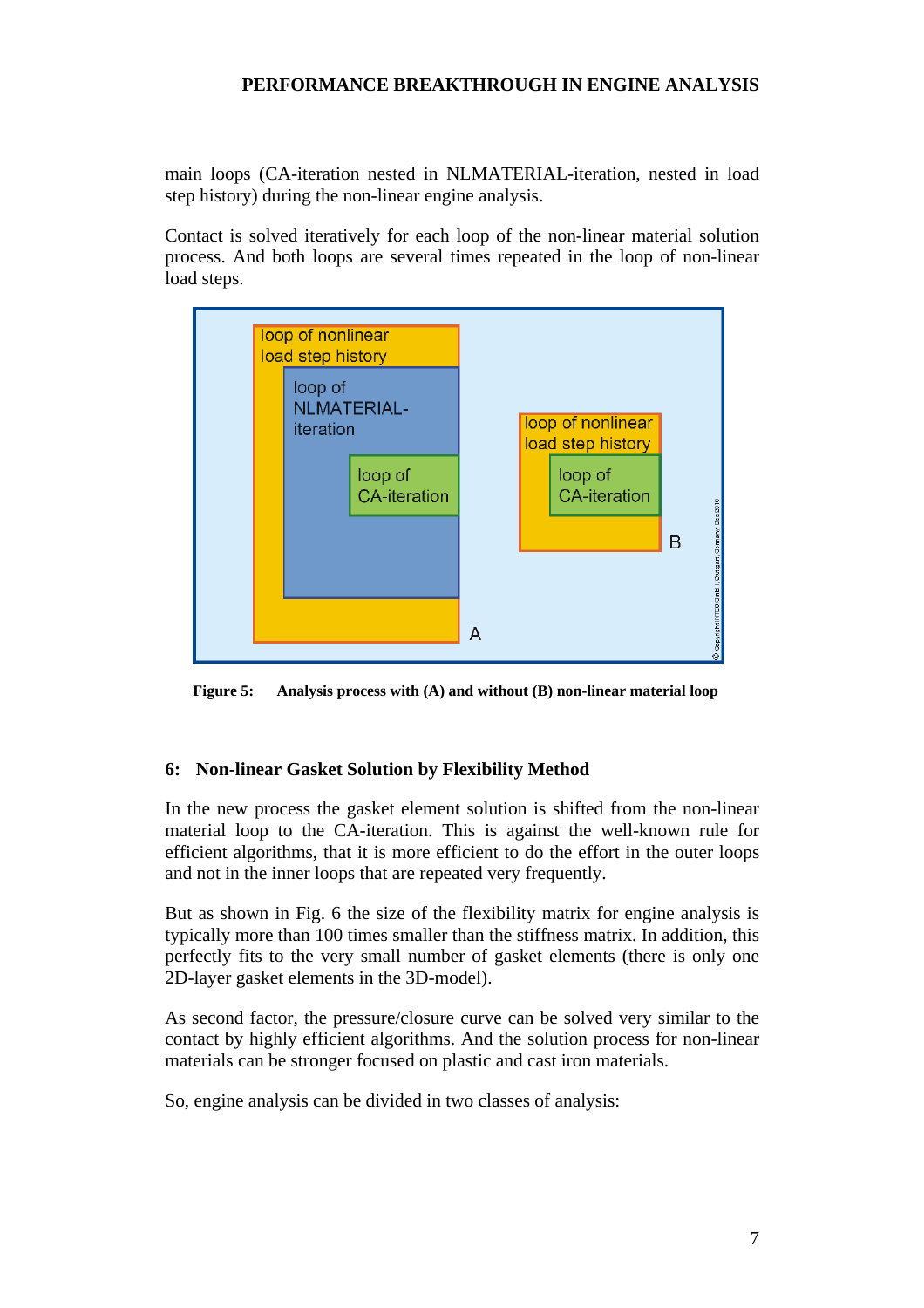main loops (CA-iteration nested in NLMATERIAL-iteration, nested in load step history) during the non-linear engine analysis.

Contact is solved iteratively for each loop of the non-linear material solution process. And both loops are several times repeated in the loop of non-linear load steps.

**Figure 5: Analysis process with (A) and without (B) non-linear material loop**

### 6: Non-linear Gasket Solution by Flexibility Method

In the new process the gasket element solution is shifted from the non-linear material loop to the CA-iteration. This is against the well-known rule for efficient algorithms, that it is more efficient to do the effort in the outer loops and not in the inner loops that are repeated very frequently.

But as shown in Fig. 6 the size of the flexibility matrix for engine analysis is typically more than 100 times smaller than the stiffness matrix. In addition, this perfectly fits to the very small number of gasket elements (there is only one 2D-layer gasket elements in the 3D-model).

As second factor, the pressure/closure curve can be solved very similar to the contact by highly efficient algorithms. And the solution process for non-linear materials can be stronger focused on plastic and cast iron materials.

So, engine analysis can be divided in two classes of analysis: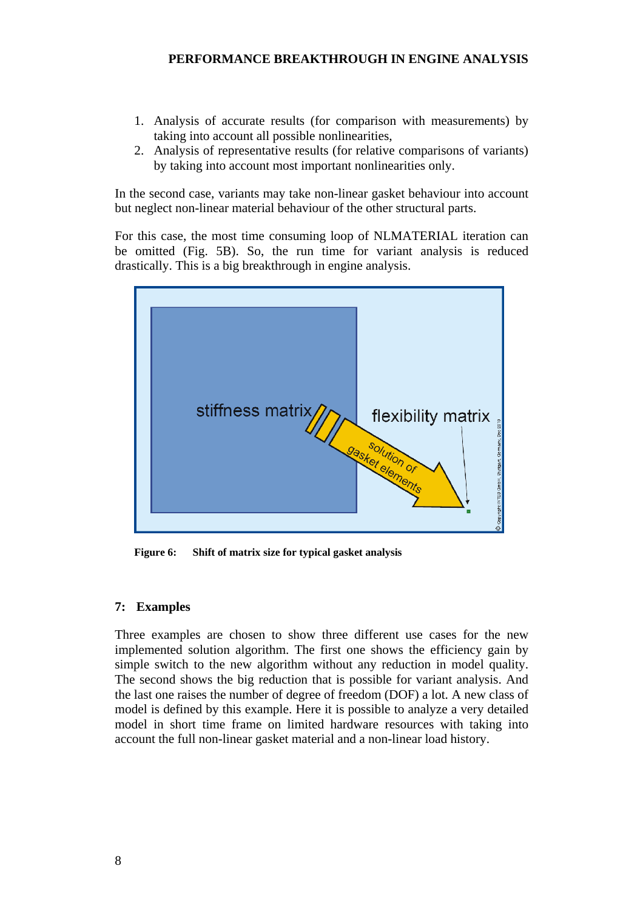1. Analysis of accurate results (for comparison with measurements) by taking into account all possible nonlinearities,
2. Analysis of representative results (for relative comparisons of variants) by taking into account most important nonlinearities only.

In the second case, variants may take non-linear gasket behaviour into account but neglect non-linear material behaviour of the other structural parts.

For this case, the most time consuming loop of NLMATERIAL iteration can be omitted (Fig. 5B). So, the run time for variant analysis is reduced drastically. This is a big breakthrough in engine analysis.

**Figure 6: Shift of matrix size for typical gasket analysis**

## 7: Examples

Three examples are chosen to show three different use cases for the new implemented solution algorithm. The first one shows the efficiency gain by simple switch to the new algorithm without any reduction in model quality. The second shows the big reduction that is possible for variant analysis. And the last one raises the number of degree of freedom (DOF) a lot. A new class of model is defined by this example. Here it is possible to analyze a very detailed model in short time frame on limited hardware resources with taking into account the full non-linear gasket material and a non-linear load history.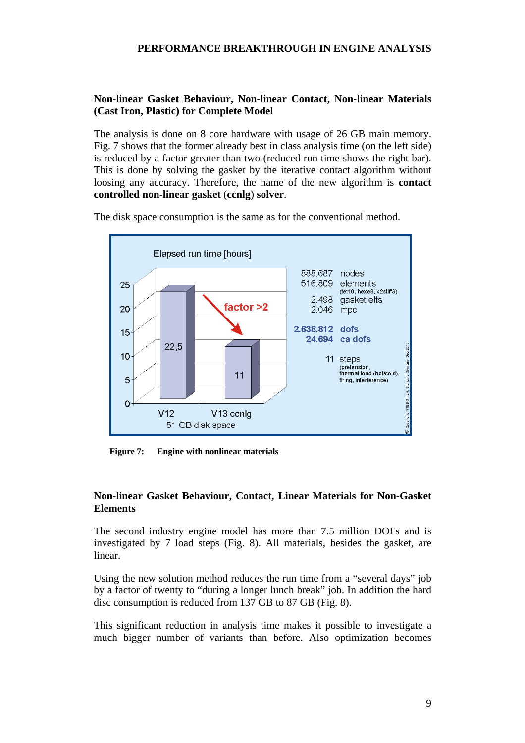### Non-linear Gasket Behaviour, Non-linear Contact, Non-linear Materials (Cast Iron, Plastic) for Complete Model

The analysis is done on 8 core hardware with usage of 26 GB main memory. Fig. 7 shows that the former already best in class analysis time (on the left side) is reduced by a factor greater than two (reduced run time shows the right bar). This is done by solving the gasket by the iterative contact algorithm without loosing any accuracy. Therefore, the name of the new algorithm is **contact controlled non-linear gasket** (**ccnlg**) **solver**.

The disk space consumption is the same as for the conventional method.

Elapsed run time [hours]

25
20
15
10
5
0

22,5

11

factor >2

V12
V13 ccnlg
51 GB disk space

888.687 nodes
516.809 elements
(tet10, hexe8, x2stiff3)
2.498 gasket elts
2.046 mpc

2.638.812 dofs
24.694 ca dofs

11 steps
(pretension,
thermal load (hot/cold),
firing, interference)

**Figure 7: Engine with nonlinear materials**

### Non-linear Gasket Behaviour, Contact, Linear Materials for Non-Gasket Elements

The second industry engine model has more than 7.5 million DOFs and is investigated by 7 load steps (Fig. 8). All materials, besides the gasket, are linear.

Using the new solution method reduces the run time from a "several days" job by a factor of twenty to "during a longer lunch break" job. In addition the hard disc consumption is reduced from 137 GB to 87 GB (Fig. 8).

This significant reduction in analysis time makes it possible to investigate a much bigger number of variants than before. Also optimization becomes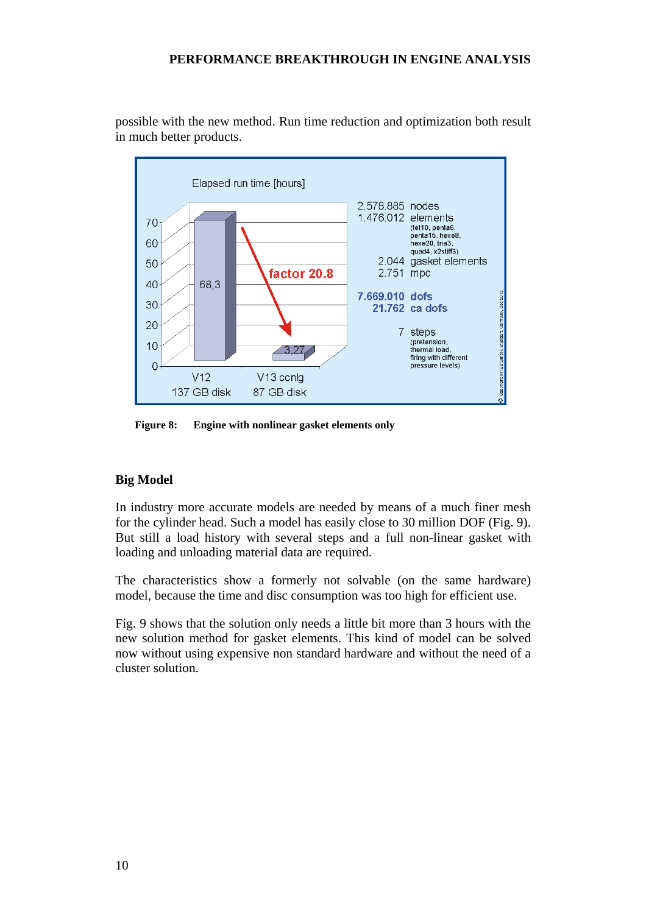possible with the new method. Run time reduction and optimization both result in much better products.

Elapsed run time [hours]

70
60
50
40
30
20
10
0

68,3

factor 20.8

3,27

V12
137 GB disk

V13 ccnlg
87 GB disk

2.578.885 nodes
1.476.012 elements
(tet10, penta6, penta15, hexe8, hexe20, tria3, quad4, x2stiff3)

2.044 gasket elements
2.751 mpc

7.669.010 dofs
21.762 ca dofs

7 steps
(pretension, thermal load, firing with different pressure levels)

**Figure 8: Engine with nonlinear gasket elements only**

### Big Model

In industry more accurate models are needed by means of a much finer mesh for the cylinder head. Such a model has easily close to 30 million DOF (Fig. 9). But still a load history with several steps and a full non-linear gasket with loading and unloading material data are required.

The characteristics show a formerly not solvable (on the same hardware) model, because the time and disc consumption was too high for efficient use.

Fig. 9 shows that the solution only needs a little bit more than 3 hours with the new solution method for gasket elements. This kind of model can be solved now without using expensive non standard hardware and without the need of a cluster solution.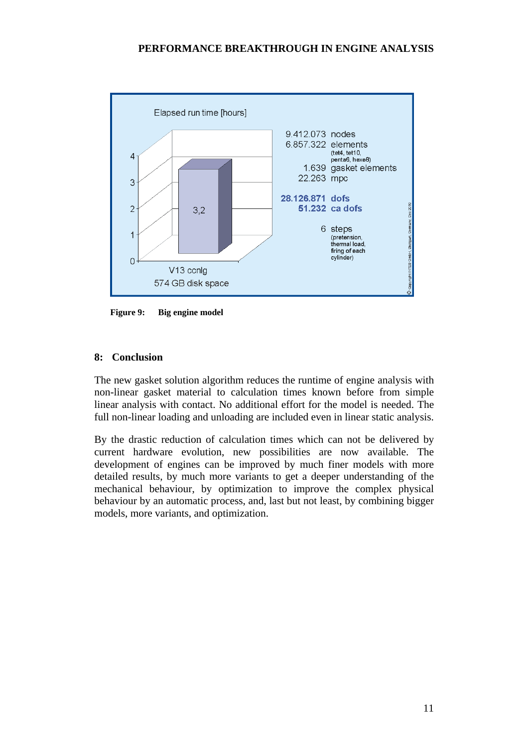Figure 9: **Big engine model**

## 8: Conclusion

The new gasket solution algorithm reduces the runtime of engine analysis with non-linear gasket material to calculation times known before from simple linear analysis with contact. No additional effort for the model is needed. The full non-linear loading and unloading are included even in linear static analysis.

By the drastic reduction of calculation times which can not be delivered by current hardware evolution, new possibilities are now available. The development of engines can be improved by much finer models with more detailed results, by much more variants to get a deeper understanding of the mechanical behaviour, by optimization to improve the complex physical behaviour by an automatic process, and, last but not least, by combining bigger models, more variants, and optimization.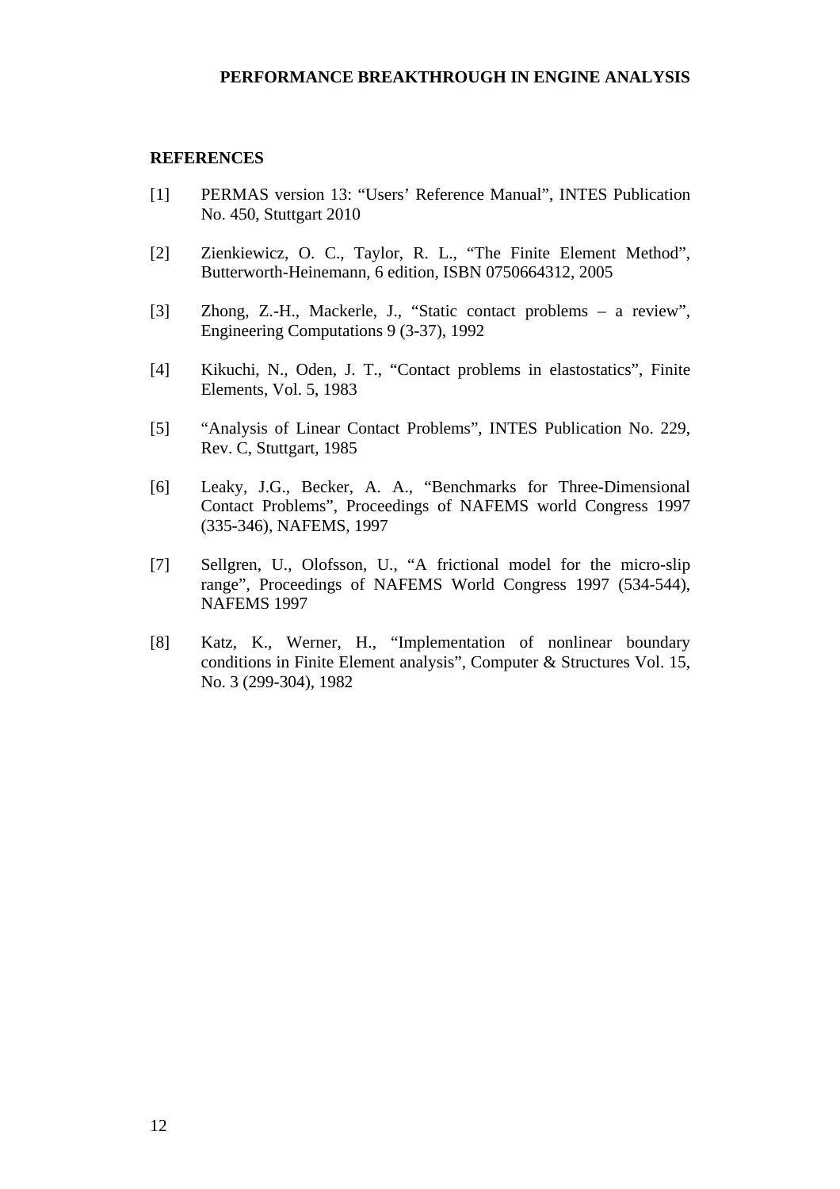## REFERENCES

[1] PERMAS version 13: "Users' Reference Manual", INTES Publication No. 450, Stuttgart 2010

[2] Zienkiewicz, O. C., Taylor, R. L., "The Finite Element Method", Butterworth-Heinemann, 6 edition, ISBN 0750664312, 2005

[3] Zhong, Z.-H., Mackerle, J., "Static contact problems – a review", Engineering Computations 9 (3-37), 1992

[4] Kikuchi, N., Oden, J. T., "Contact problems in elastostatics", Finite Elements, Vol. 5, 1983

[5] "Analysis of Linear Contact Problems", INTES Publication No. 229, Rev. C, Stuttgart, 1985

[6] Leaky, J.G., Becker, A. A., "Benchmarks for Three-Dimensional Contact Problems", Proceedings of NAFEMS world Congress 1997 (335-346), NAFEMS, 1997

[7] Sellgren, U., Olofsson, U., "A frictional model for the micro-slip range", Proceedings of NAFEMS World Congress 1997 (534-544), NAFEMS 1997

[8] Katz, K., Werner, H., "Implementation of nonlinear boundary conditions in Finite Element analysis", Computer & Structures Vol. 15, No. 3 (299-304), 1982